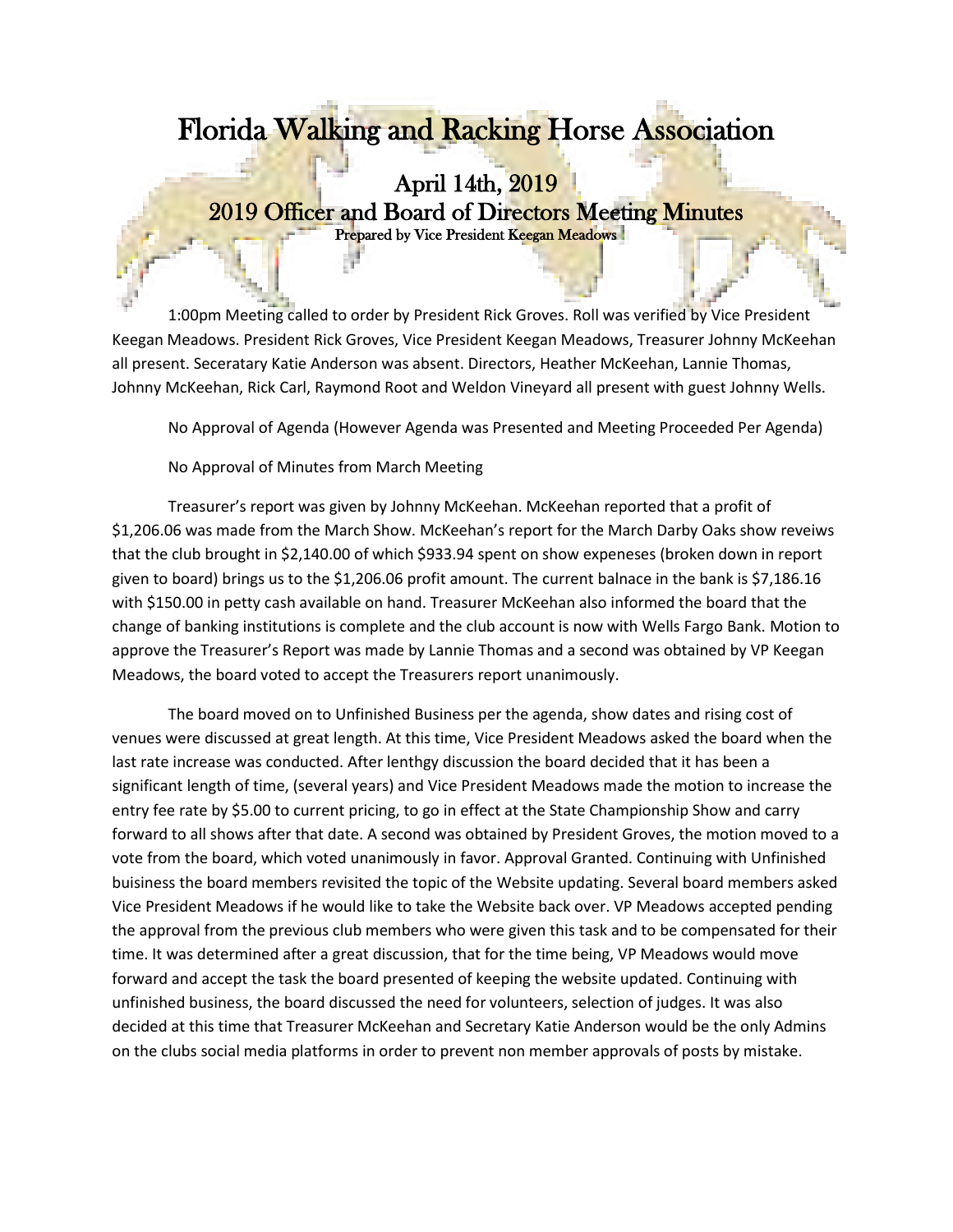# Florida Walking and Racking Horse Association

## April 14th, 2019
## 2019 Officer and Board of Directors Meeting Minutes

**Prepared by Vice President Keegan Meadows**

1:00pm Meeting called to order by President Rick Groves. Roll was verified by Vice President Keegan Meadows. President Rick Groves, Vice President Keegan Meadows, Treasurer Johnny McKeehan all present. Seceratary Katie Anderson was absent. Directors, Heather McKeehan, Lannie Thomas, Johnny McKeehan, Rick Carl, Raymond Root and Weldon Vineyard all present with guest Johnny Wells.

No Approval of Agenda (However Agenda was Presented and Meeting Proceeded Per Agenda)

No Approval of Minutes from March Meeting

Treasurer's report was given by Johnny McKeehan. McKeehan reported that a profit of $1,206.06 was made from the March Show. McKeehan's report for the March Darby Oaks show reveiws that the club brought in $2,140.00 of which $933.94 spent on show expeneses (broken down in report given to board) brings us to the $1,206.06 profit amount. The current balnace in the bank is $7,186.16 with $150.00 in petty cash available on hand. Treasurer McKeehan also informed the board that the change of banking institutions is complete and the club account is now with Wells Fargo Bank. Motion to approve the Treasurer's Report was made by Lannie Thomas and a second was obtained by VP Keegan Meadows, the board voted to accept the Treasurers report unanimously.

The board moved on to Unfinished Business per the agenda, show dates and rising cost of venues were discussed at great length. At this time, Vice President Meadows asked the board when the last rate increase was conducted. After lenthgy discussion the board decided that it has been a significant length of time, (several years) and Vice President Meadows made the motion to increase the entry fee rate by $5.00 to current pricing, to go in effect at the State Championship Show and carry forward to all shows after that date. A second was obtained by President Groves, the motion moved to a vote from the board, which voted unanimously in favor. Approval Granted. Continuing with Unfinished buisiness the board members revisited the topic of the Website updating. Several board members asked Vice President Meadows if he would like to take the Website back over. VP Meadows accepted pending the approval from the previous club members who were given this task and to be compensated for their time. It was determined after a great discussion, that for the time being, VP Meadows would move forward and accept the task the board presented of keeping the website updated. Continuing with unfinished business, the board discussed the need for volunteers, selection of judges. It was also decided at this time that Treasurer McKeehan and Secretary Katie Anderson would be the only Admins on the clubs social media platforms in order to prevent non member approvals of posts by mistake.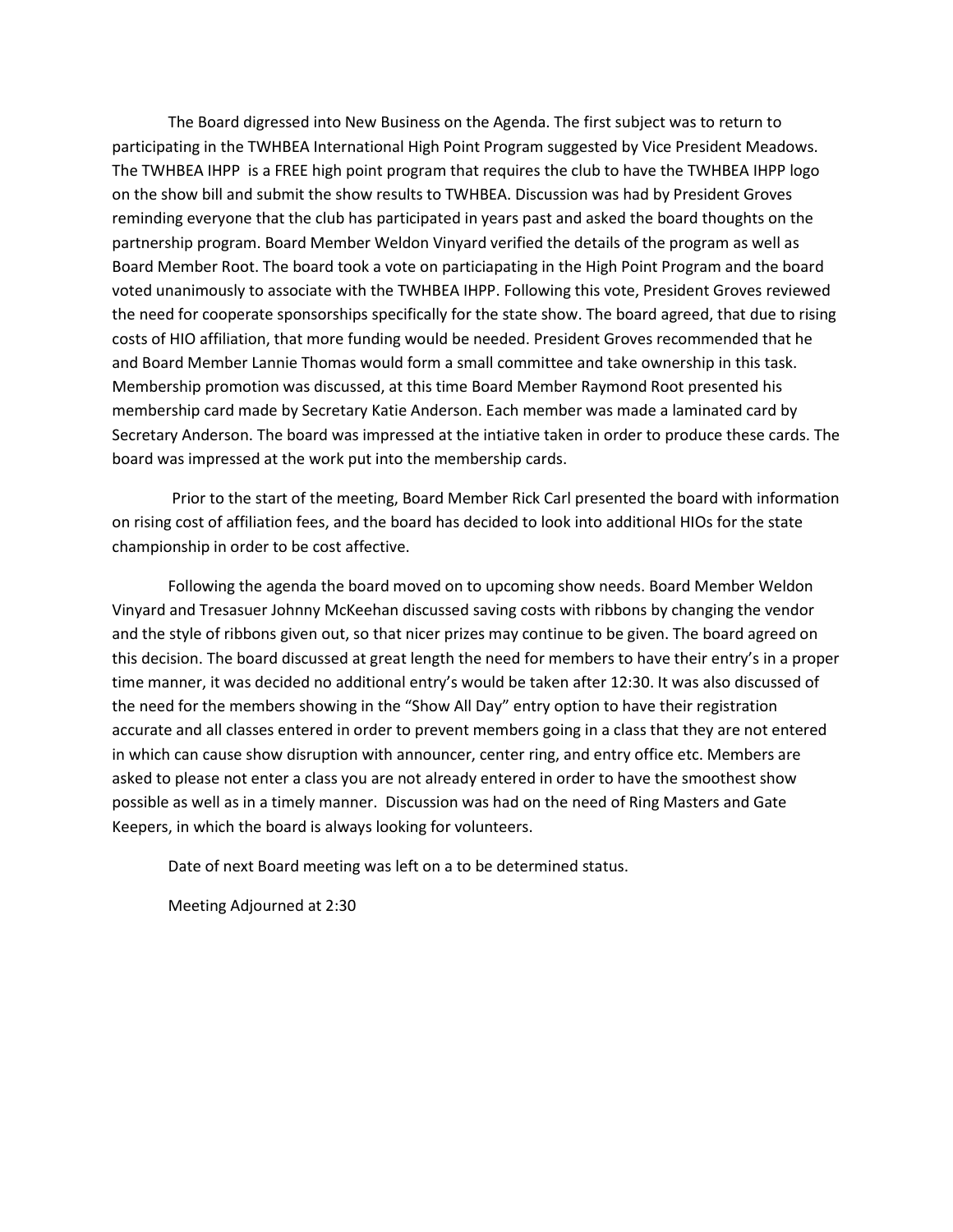The Board digressed into New Business on the Agenda. The first subject was to return to participating in the TWHBEA International High Point Program suggested by Vice President Meadows. The TWHBEA IHPP is a FREE high point program that requires the club to have the TWHBEA IHPP logo on the show bill and submit the show results to TWHBEA. Discussion was had by President Groves reminding everyone that the club has participated in years past and asked the board thoughts on the partnership program. Board Member Weldon Vinyard verified the details of the program as well as Board Member Root. The board took a vote on particiapating in the High Point Program and the board voted unanimously to associate with the TWHBEA IHPP. Following this vote, President Groves reviewed the need for cooperate sponsorships specifically for the state show. The board agreed, that due to rising costs of HIO affiliation, that more funding would be needed. President Groves recommended that he and Board Member Lannie Thomas would form a small committee and take ownership in this task. Membership promotion was discussed, at this time Board Member Raymond Root presented his membership card made by Secretary Katie Anderson. Each member was made a laminated card by Secretary Anderson. The board was impressed at the intiative taken in order to produce these cards. The board was impressed at the work put into the membership cards.

Prior to the start of the meeting, Board Member Rick Carl presented the board with information on rising cost of affiliation fees, and the board has decided to look into additional HIOs for the state championship in order to be cost affective.

Following the agenda the board moved on to upcoming show needs. Board Member Weldon Vinyard and Tresasuer Johnny McKeehan discussed saving costs with ribbons by changing the vendor and the style of ribbons given out, so that nicer prizes may continue to be given. The board agreed on this decision. The board discussed at great length the need for members to have their entry's in a proper time manner, it was decided no additional entry's would be taken after 12:30. It was also discussed of the need for the members showing in the "Show All Day" entry option to have their registration accurate and all classes entered in order to prevent members going in a class that they are not entered in which can cause show disruption with announcer, center ring, and entry office etc. Members are asked to please not enter a class you are not already entered in order to have the smoothest show possible as well as in a timely manner. Discussion was had on the need of Ring Masters and Gate Keepers, in which the board is always looking for volunteers.

Date of next Board meeting was left on a to be determined status.

Meeting Adjourned at 2:30